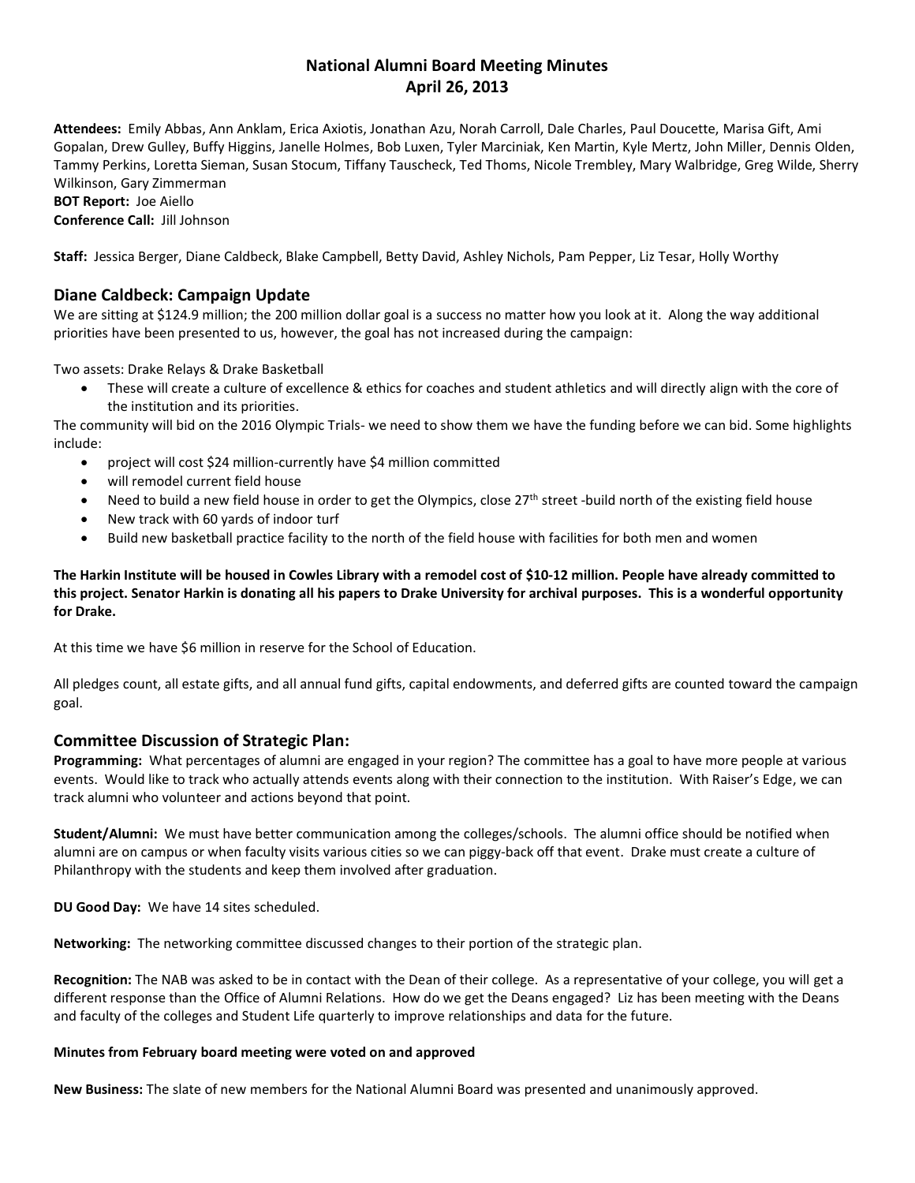# National Alumni Board Meeting Minutes
# April 26, 2013

**Attendees:** Emily Abbas, Ann Anklam, Erica Axiotis, Jonathan Azu, Norah Carroll, Dale Charles, Paul Doucette, Marisa Gift, Ami Gopalan, Drew Gulley, Buffy Higgins, Janelle Holmes, Bob Luxen, Tyler Marciniak, Ken Martin, Kyle Mertz, John Miller, Dennis Olden, Tammy Perkins, Loretta Sieman, Susan Stocum, Tiffany Tauscheck, Ted Thoms, Nicole Trembley, Mary Walbridge, Greg Wilde, Sherry Wilkinson, Gary Zimmerman
**BOT Report:** Joe Aiello
**Conference Call:** Jill Johnson

**Staff:** Jessica Berger, Diane Caldbeck, Blake Campbell, Betty David, Ashley Nichols, Pam Pepper, Liz Tesar, Holly Worthy

## Diane Caldbeck: Campaign Update

We are sitting at $124.9 million; the 200 million dollar goal is a success no matter how you look at it. Along the way additional priorities have been presented to us, however, the goal has not increased during the campaign:

Two assets: Drake Relays & Drake Basketball

- These will create a culture of excellence & ethics for coaches and student athletics and will directly align with the core of the institution and its priorities.

The community will bid on the 2016 Olympic Trials- we need to show them we have the funding before we can bid. Some highlights include:

- project will cost $24 million-currently have $4 million committed
- will remodel current field house
- Need to build a new field house in order to get the Olympics, close 27th street -build north of the existing field house
- New track with 60 yards of indoor turf
- Build new basketball practice facility to the north of the field house with facilities for both men and women

**The Harkin Institute will be housed in Cowles Library with a remodel cost of $10-12 million. People have already committed to this project. Senator Harkin is donating all his papers to Drake University for archival purposes. This is a wonderful opportunity for Drake.**

At this time we have $6 million in reserve for the School of Education.

All pledges count, all estate gifts, and all annual fund gifts, capital endowments, and deferred gifts are counted toward the campaign goal.

## Committee Discussion of Strategic Plan:

**Programming:** What percentages of alumni are engaged in your region? The committee has a goal to have more people at various events. Would like to track who actually attends events along with their connection to the institution. With Raiser's Edge, we can track alumni who volunteer and actions beyond that point.

**Student/Alumni:** We must have better communication among the colleges/schools. The alumni office should be notified when alumni are on campus or when faculty visits various cities so we can piggy-back off that event. Drake must create a culture of Philanthropy with the students and keep them involved after graduation.

**DU Good Day:** We have 14 sites scheduled.

**Networking:** The networking committee discussed changes to their portion of the strategic plan.

**Recognition:** The NAB was asked to be in contact with the Dean of their college. As a representative of your college, you will get a different response than the Office of Alumni Relations. How do we get the Deans engaged? Liz has been meeting with the Deans and faculty of the colleges and Student Life quarterly to improve relationships and data for the future.

**Minutes from February board meeting were voted on and approved**

**New Business:** The slate of new members for the National Alumni Board was presented and unanimously approved.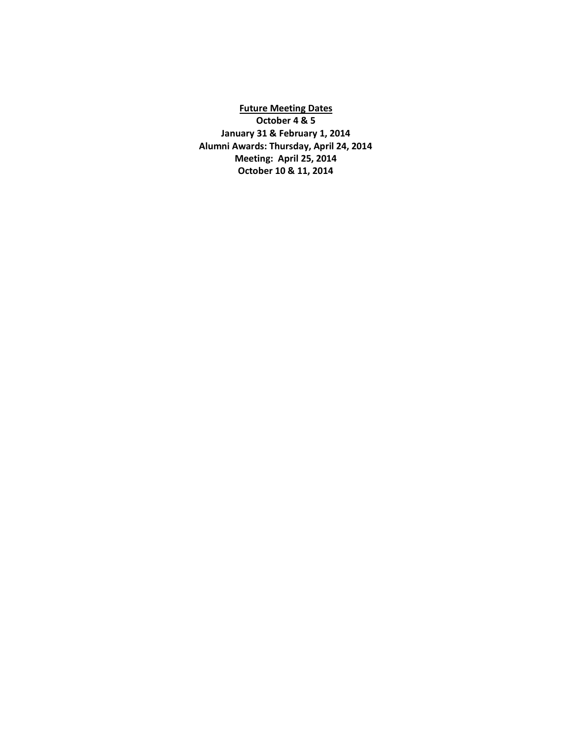**<u>Future Meeting Dates</u>**

**October 4 & 5**

**January 31 & February 1, 2014**

**Alumni Awards: Thursday, April 24, 2014**

**Meeting: April 25, 2014**

**October 10 & 11, 2014**